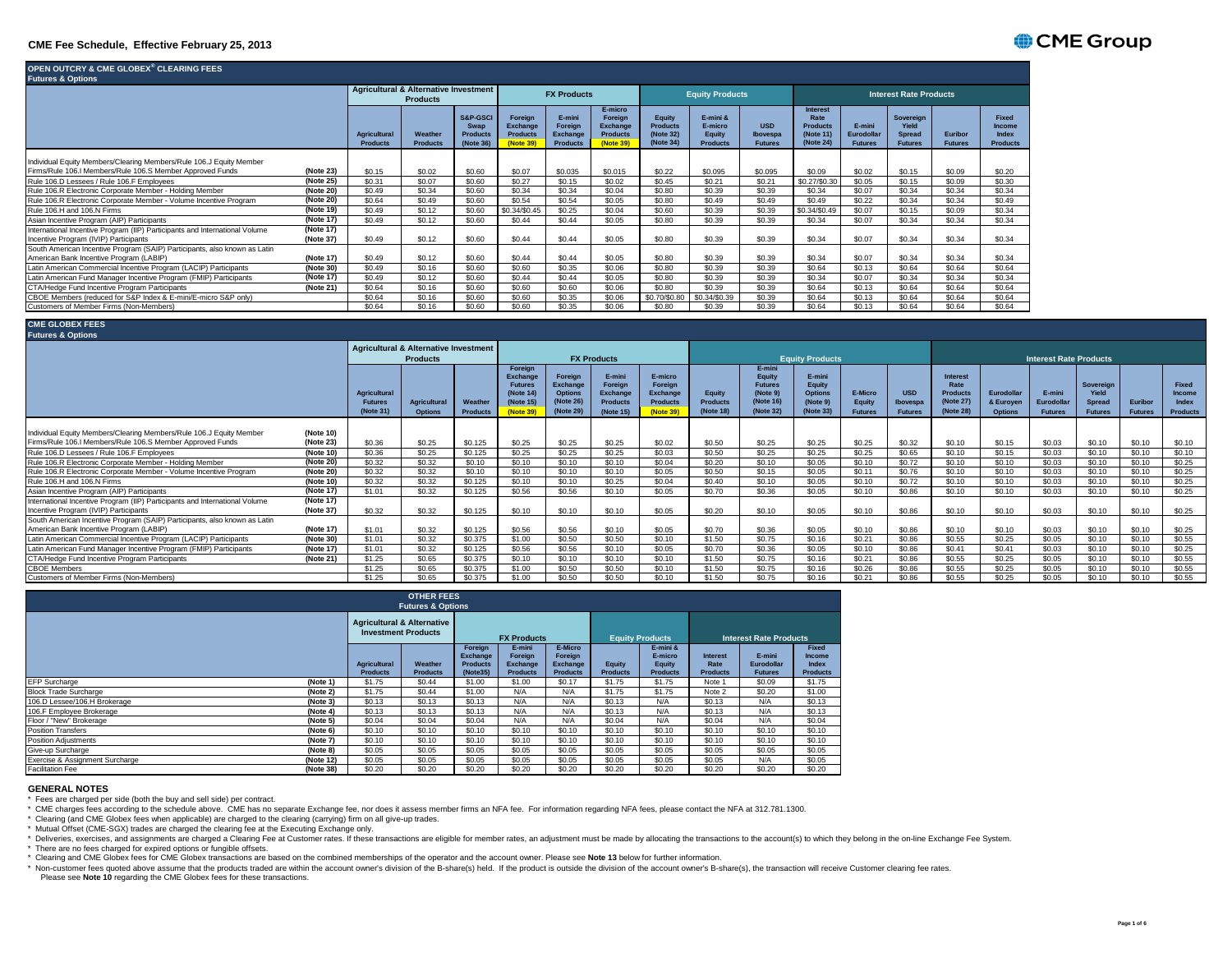# CME Fee Schedule, Effective February 25, 2013

## OPEN OUTCRY & CME GLOBEX® CLEARING FEES

**Futures & Options**

| | | Agricultural & Alternative Investment Products | | | FX Products | | | Equity Products | | | Interest Rate Products | | | | |
|---|---|---|---|---|---|---|---|---|---|---|---|---|---|---|---|
| | | Agricultural Products | Weather Products | S&P-GSCI Swap Products (Note 36) | Foreign Exchange Products (Note 39) | E-mini Foreign Exchange Products | E-micro Foreign Exchange Products (Note 39) | Equity Products (Note 32) (Note 34) | E-mini & E-micro Equity Products | USD Ibovespa Futures | Interest Rate Products (Note 11) (Note 24) | E-mini Eurodollar Futures | Sovereign Yield Spread Futures | Euribor Futures | Fixed Income Index Products |
| Individual Equity Members/Clearing Members/Rule 106.J Equity Member Firms/Rule 106.I Members/Rule 106.S Member Approved Funds | (Note 23) | $0.15 | $0.02 | $0.60 | $0.07 | $0.035 | $0.015 | $0.22 | $0.095 | $0.095 | $0.09 | $0.02 | $0.15 | $0.09 | $0.20 |
| Rule 106.D Lessees / Rule 106.F Employees | (Note 25) | $0.31 | $0.07 | $0.60 | $0.27 | $0.15 | $0.02 | $0.45 | $0.21 | $0.21 | $0.27/$0.30 | $0.05 | $0.15 | $0.09 | $0.30 |
| Rule 106.R Electronic Corporate Member - Holding Member | (Note 20) | $0.49 | $0.34 | $0.60 | $0.34 | $0.34 | $0.04 | $0.80 | $0.39 | $0.39 | $0.34 | $0.07 | $0.34 | $0.34 | $0.34 |
| Rule 106.R Electronic Corporate Member - Volume Incentive Program | (Note 20) | $0.64 | $0.49 | $0.60 | $0.54 | $0.54 | $0.05 | $0.80 | $0.49 | $0.49 | $0.49 | $0.22 | $0.34 | $0.34 | $0.49 |
| Rule 106.H and 106.N Firms | (Note 19) | $0.49 | $0.12 | $0.60 | $0.34/$0.45 | $0.25 | $0.04 | $0.60 | $0.39 | $0.39 | $0.34/$0.49 | $0.07 | $0.15 | $0.09 | $0.34 |
| Asian Incentive Program (AIP) Participants | (Note 17) | $0.49 | $0.12 | $0.60 | $0.44 | $0.44 | $0.05 | $0.80 | $0.39 | $0.39 | $0.34 | $0.07 | $0.34 | $0.34 | $0.34 |
| International Incentive Program (IIP) Participants and International Volume Incentive Program (IVIP) Participants | (Note 17) (Note 37) | $0.49 | $0.12 | $0.60 | $0.44 | $0.44 | $0.05 | $0.80 | $0.39 | $0.39 | $0.34 | $0.07 | $0.34 | $0.34 | $0.34 |
| South American Incentive Program (SAIP) Participants, also known as Latin American Bank Incentive Program (LABIP) | (Note 17) | $0.49 | $0.12 | $0.60 | $0.44 | $0.44 | $0.05 | $0.80 | $0.39 | $0.39 | $0.34 | $0.07 | $0.34 | $0.34 | $0.34 |
| Latin American Commercial Incentive Program (LACIP) Participants | (Note 30) | $0.49 | $0.16 | $0.60 | $0.60 | $0.35 | $0.06 | $0.80 | $0.39 | $0.39 | $0.64 | $0.13 | $0.64 | $0.64 | $0.64 |
| Latin American Fund Manager Incentive Program (FMIP) Participants | (Note 17) | $0.49 | $0.12 | $0.60 | $0.44 | $0.44 | $0.05 | $0.80 | $0.39 | $0.39 | $0.34 | $0.07 | $0.34 | $0.34 | $0.34 |
| CTA/Hedge Fund Incentive Program Participants | (Note 21) | $0.64 | $0.16 | $0.60 | $0.60 | $0.60 | $0.06 | $0.80 | $0.39 | $0.39 | $0.64 | $0.13 | $0.64 | $0.64 | $0.64 |
| CBOE Members (reduced for S&P Index & E-mini/E-micro S&P only) | | $0.64 | $0.16 | $0.60 | $0.60 | $0.35 | $0.06 | $0.70/$0.80 | $0.34/$0.39 | $0.39 | $0.64 | $0.13 | $0.64 | $0.64 | $0.64 |
| Customers of Member Firms (Non-Members) | | $0.64 | $0.16 | $0.60 | $0.60 | $0.35 | $0.06 | $0.80 | $0.39 | $0.39 | $0.64 | $0.13 | $0.64 | $0.64 | $0.64 |

## CME GLOBEX FEES

**Futures & Options**

| | | Agricultural & Alternative Investment Products | | | FX Products | | | | Equity Products | | | | | Interest Rate Products | | | | | |
|---|---|---|---|---|---|---|---|---|---|---|---|---|---|---|---|---|---|---|---|
| | | Agricultural Futures (Note 31) | Agricultural Options | Weather Products | Foreign Exchange Futures (Note 14) (Note 15) (Note 39) | Foreign Exchange Options (Note 26) (Note 29) | E-mini Foreign Exchange Products (Note 15) | E-micro Foreign Exchange Products (Note 39) | Equity Products (Note 18) | E-mini Equity Futures (Note 9) (Note 16) (Note 32) | E-mini Equity Options (Note 9) (Note 33) | E-Micro Equity Futures | USD Ibovespa Futures | Interest Rate Products (Note 27) (Note 28) | Eurodollar & Euroyen Options | E-mini Eurodollar Futures | Sovereign Yield Spread Futures | Euribor Futures | Fixed Income Index Products |
| Individual Equity Members/Clearing Members/Rule 106.J Equity Member Firms/Rule 106.I Members/Rule 106.S Member Approved Funds | (Note 10) (Note 23) | $0.36 | $0.25 | $0.125 | $0.25 | $0.25 | $0.25 | $0.02 | $0.50 | $0.25 | $0.25 | $0.25 | $0.32 | $0.10 | $0.15 | $0.03 | $0.10 | $0.10 | $0.10 |
| Rule 106.D Lessees / Rule 106.F Employees | (Note 10) | $0.36 | $0.25 | $0.125 | $0.25 | $0.25 | $0.25 | $0.03 | $0.50 | $0.25 | $0.25 | $0.25 | $0.65 | $0.10 | $0.15 | $0.03 | $0.10 | $0.10 | $0.10 |
| Rule 106.R Electronic Corporate Member - Holding Member | (Note 20) | $0.32 | $0.32 | $0.10 | $0.10 | $0.10 | $0.10 | $0.04 | $0.20 | $0.10 | $0.05 | $0.10 | $0.72 | $0.10 | $0.10 | $0.03 | $0.10 | $0.10 | $0.25 |
| Rule 106.R Electronic Corporate Member - Volume Incentive Program | (Note 20) | $0.32 | $0.32 | $0.10 | $0.10 | $0.10 | $0.10 | $0.05 | $0.50 | $0.15 | $0.05 | $0.11 | $0.76 | $0.10 | $0.10 | $0.03 | $0.10 | $0.10 | $0.25 |
| Rule 106.H and 106.N Firms | (Note 10) | $0.32 | $0.32 | $0.125 | $0.10 | $0.10 | $0.25 | $0.04 | $0.40 | $0.10 | $0.05 | $0.10 | $0.72 | $0.10 | $0.10 | $0.03 | $0.10 | $0.10 | $0.25 |
| Asian Incentive Program (AIP) Participants | (Note 17) | $1.01 | $0.32 | $0.125 | $0.56 | $0.56 | $0.10 | $0.05 | $0.70 | $0.36 | $0.05 | $0.10 | $0.86 | $0.10 | $0.10 | $0.03 | $0.10 | $0.10 | $0.25 |
| International Incentive Program (IIP) Participants and International Volume Incentive Program (IVIP) Participants | (Note 17) (Note 37) | $0.32 | $0.32 | $0.125 | $0.10 | $0.10 | $0.10 | $0.05 | $0.20 | $0.10 | $0.05 | $0.10 | $0.86 | $0.10 | $0.10 | $0.03 | $0.10 | $0.10 | $0.25 |
| South American Incentive Program (SAIP) Participants, also known as Latin American Bank Incentive Program (LABIP) | (Note 17) | $1.01 | $0.32 | $0.125 | $0.56 | $0.56 | $0.10 | $0.05 | $0.70 | $0.36 | $0.05 | $0.10 | $0.86 | $0.10 | $0.10 | $0.03 | $0.10 | $0.10 | $0.25 |
| Latin American Commercial Incentive Program (LACIP) Participants | (Note 30) | $1.01 | $0.32 | $0.375 | $1.00 | $0.50 | $0.50 | $0.10 | $1.50 | $0.75 | $0.16 | $0.21 | $0.86 | $0.55 | $0.25 | $0.05 | $0.10 | $0.10 | $0.55 |
| Latin American Fund Manager Incentive Program (FMIP) Participants | (Note 17) | $1.01 | $0.32 | $0.125 | $0.56 | $0.56 | $0.10 | $0.05 | $0.70 | $0.36 | $0.05 | $0.10 | $0.86 | $0.41 | $0.41 | $0.03 | $0.10 | $0.10 | $0.25 |
| CTA/Hedge Fund Incentive Program Participants | (Note 21) | $1.25 | $0.65 | $0.375 | $0.10 | $0.10 | $0.10 | $0.10 | $1.50 | $0.75 | $0.16 | $0.21 | $0.86 | $0.55 | $0.25 | $0.05 | $0.10 | $0.10 | $0.55 |
| CBOE Members | | $1.25 | $0.65 | $0.375 | $1.00 | $0.50 | $0.50 | $0.10 | $1.50 | $0.75 | $0.16 | $0.26 | $0.86 | $0.55 | $0.25 | $0.05 | $0.10 | $0.10 | $0.55 |
| Customers of Member Firms (Non-Members) | | $1.25 | $0.65 | $0.375 | $1.00 | $0.50 | $0.50 | $0.10 | $1.50 | $0.75 | $0.16 | $0.21 | $0.86 | $0.55 | $0.25 | $0.05 | $0.10 | $0.10 | $0.55 |

## OTHER FEES

**Futures & Options**

| | | Agricultural & Alternative Investment Products | | FX Products | | | Equity Products | | Interest Rate Products | | |
|---|---|---|---|---|---|---|---|---|---|---|---|
| | | Agricultural Products | Weather Products | Foreign Exchange Products (Note35) | E-mini Foreign Exchange Products | E-Micro Foreign Exchange Products | Equity Products | E-mini & E-micro Equity Products | Interest Rate Products | E-mini Eurodollar Futures | Fixed Income Index Products |
| EFP Surcharge | (Note 1) | $1.75 | $0.44 | $1.00 | $1.00 | $0.17 | $1.75 | $1.75 | Note 1 | $0.09 | $1.75 |
| Block Trade Surcharge | (Note 2) | $1.75 | $0.44 | $1.00 | N/A | N/A | $1.75 | $1.75 | Note 2 | $0.20 | $1.00 |
| 106.D Lessee/106.H Brokerage | (Note 3) | $0.13 | $0.13 | $0.13 | N/A | N/A | $0.13 | N/A | $0.13 | N/A | $0.13 |
| 106.F Employee Brokerage | (Note 4) | $0.13 | $0.13 | $0.13 | N/A | N/A | $0.13 | N/A | $0.13 | N/A | $0.13 |
| Floor / "New" Brokerage | (Note 5) | $0.04 | $0.04 | $0.04 | N/A | N/A | $0.04 | N/A | $0.04 | N/A | $0.04 |
| Position Transfers | (Note 6) | $0.10 | $0.10 | $0.10 | $0.10 | $0.10 | $0.10 | $0.10 | $0.10 | $0.10 | $0.10 |
| Position Adjustments | (Note 7) | $0.10 | $0.10 | $0.10 | $0.10 | $0.10 | $0.10 | $0.10 | $0.10 | $0.10 | $0.10 |
| Give-up Surcharge | (Note 8) | $0.05 | $0.05 | $0.05 | $0.05 | $0.05 | $0.05 | $0.05 | $0.05 | $0.05 | $0.05 |
| Exercise & Assignment Surcharge | (Note 12) | $0.05 | $0.05 | $0.05 | $0.05 | $0.05 | $0.05 | $0.05 | $0.05 | N/A | $0.05 |
| Facilitation Fee | (Note 38) | $0.20 | $0.20 | $0.20 | $0.20 | $0.20 | $0.20 | $0.20 | $0.20 | $0.20 | $0.20 |

## GENERAL NOTES

* Fees are charged per side (both the buy and sell side) per contract.
* CME charges fees according to the schedule above. CME has no separate Exchange fee, nor does it assess member firms an NFA fee. For information regarding NFA fees, please contact the NFA at 312.781.1300.
* Clearing (and CME Globex fees when applicable) are charged to the clearing (carrying) firm on all give-up trades.
* Mutual Offset (CME-SGX) trades are charged the clearing fee at the Executing Exchange only.
* Deliveries, exercises, and assignments are charged a Clearing Fee at Customer rates. If these transactions are eligible for member rates, an adjustment must be made by allocating the transactions to the account(s) to which they belong in the on-line Exchange Fee System.
* There are no fees charged for expired options or fungible offsets.
* Clearing and CME Globex fees for CME Globex transactions are based on the combined memberships of the operator and the account owner. Please see **Note 13** below for further information.
* Non-customer fees quoted above assume that the products traded are within the account owner's division of the B-share(s) held. If the product is outside the division of the account owner's B-share(s), the transaction will receive Customer clearing fee rates. Please see **Note 10** regarding the CME Globex fees for these transactions.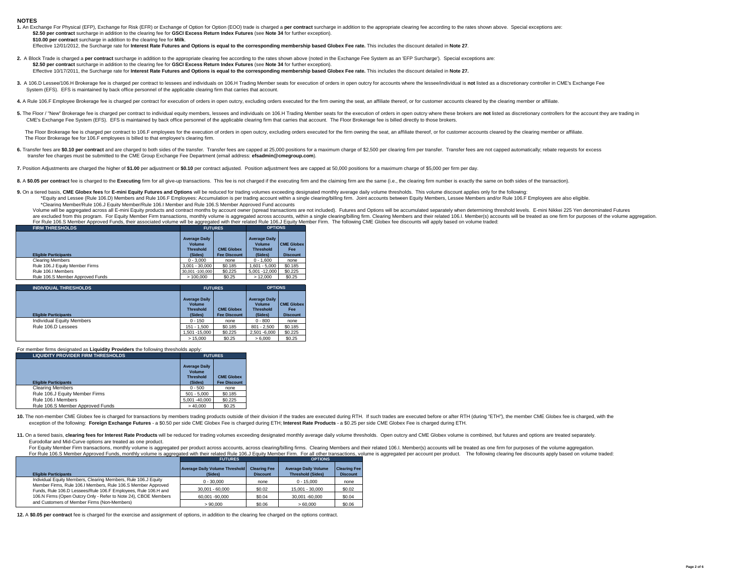## NOTES

**1.** An Exchange For Physical (EFP), Exchange for Risk (EFR) or Exchange of Option for Option (EOO) trade is charged a **per contract** surcharge in addition to the appropriate clearing fee according to the rates shown above. Special exceptions are:
**$2.50 per contract** surcharge in addition to the clearing fee for **GSCI Excess Return Index Futures** (see **Note 34** for further exception).
**$10.00 per contract** surcharge in addition to the clearing fee for **Milk**.
Effective 12/01/2012, the Surcharge rate for **Interest Rate Futures and Options is equal to the corresponding membership based Globex Fee rate.** This includes the discount detailed in **Note 27**.

**2.** A Block Trade is charged a **per contract** surcharge in addition to the appropriate clearing fee according to the rates shown above (noted in the Exchange Fee System as an 'EFP Surcharge'). Special exceptions are:
**$2.50 per contract** surcharge in addition to the clearing fee for **GSCI Excess Return Index Futures** (see **Note 34** for further exception).
Effective 10/17/2011, the Surcharge rate for **Interest Rate Futures and Options is equal to the corresponding membership based Globex Fee rate.** This includes the discount detailed in **Note 27.**

**3.** A 106.D Lessee/106.H Brokerage fee is charged per contract to lessees and individuals on 106.H Trading Member seats for execution of orders in open outcry for accounts where the lessee/individual is **not** listed as a discretionary controller in CME's Exchange Fee System (EFS). EFS is maintained by back office personnel of the applicable clearing firm that carries that account.

**4.** A Rule 106.F Employee Brokerage fee is charged per contract for execution of orders in open outcry, excluding orders executed for the firm owning the seat, an affiliate thereof, or for customer accounts cleared by the clearing member or affiliate.

**5.** The Floor / "New" Brokerage fee is charged per contract to individual equity members, lessees and individuals on 106.H Trading Member seats for the execution of orders in open outcry where these brokers are **not** listed as discretionary controllers for the account they are trading in CME's Exchange Fee System (EFS). EFS is maintained by back office personnel of the applicable clearing firm that carries that account. The Floor Brokerage fee is billed directly to those brokers.

The Floor Brokerage fee is charged per contract to 106.F employees for the execution of orders in open outcry, excluding orders executed for the firm owning the seat, an affiliate thereof, or for customer accounts cleared by the clearing member or affiliate.
The Floor Brokerage fee for 106.F employees is billed to that employee's clearing firm.

**6.** Transfer fees are **$0.10 per contract** and are charged to both sides of the transfer. Transfer fees are capped at 25,000 positions for a maximum charge of $2,500 per clearing firm per transfer. Transfer fees are not capped automatically; rebate requests for excess transfer fee charges must be submitted to the CME Group Exchange Fee Department (email address: **efsadmin@cmegroup.com**).

**7.** Position Adjustments are charged the higher of **$1.00** per adjustment or **$0.10** per contract adjusted. Position adjustment fees are capped at 50,000 positions for a maximum charge of $5,000 per firm per day.

**8.** A **$0.05 per contract** fee is charged to the **Executing** firm for all give-up transactions. This fee is not charged if the executing firm and the claiming firm are the same (i.e., the clearing firm number is exactly the same on both sides of the transaction).

**9.** On a tiered basis, **CME Globex fees** for **E-mini Equity Futures and Options** will be reduced for trading volumes exceeding designated monthly average daily volume thresholds. This volume discount applies only for the following:
*Equity and Lessee (Rule 106.D) Members and Rule 106.F Employees: Accumulation is per trading account within a single clearing/billing firm. Joint accounts between Equity Members, Lessee Members and/or Rule 106.F Employees are also eligible.
*Clearing Member/Rule 106.J Equity Member/Rule 106.I Member and Rule 106.S Member Approved Fund accounts
Volume will be aggregated across all E-mini Equity products and contract months by account owner (spread transactions are not included). Futures and Options will be accumulated separately when determining threshold levels. E-mini Nikkei 225 Yen denominated Futures are excluded from this program. For Equity Member Firm transactions, monthly volume is aggregated across accounts, within a single clearing/billing firm. Clearing Members and their related 106.I. Member(s) accounts will be treated as one firm for purposes of the volume aggregation. For Rule 106.S Member Approved Funds, their associated volume will be aggregated with their related Rule 106.J Equity Member Firm. The following CME Globex fee discounts will apply based on volume traded:

| FIRM THRESHOLDS | FUTURES | | OPTIONS | |
|---|---|---|---|---|
| Eligible Participants | Average Daily Volume Threshold (Sides) | CME Globex Fee Discount | Average Daily Volume Threshold (Sides) | CME Globex Fee Discount |
| Clearing Members | 0 - 3,000 | none | 0 - 1,600 | none |
| Rule 106.J Equity Member Firms | 3,001 - 30,000 | $0.185 | 1,601 - 5,000 | $0.185 |
| Rule 106.I Members | 30,001 -100,000 | $0.225 | 5,001 -12,000 | $0.225 |
| Rule 106.S Member Approved Funds | > 100,000 | $0.25 | > 12,000 | $0.25 |

| INDIVIDUAL THRESHOLDS | FUTURES | | OPTIONS | |
|---|---|---|---|---|
| Eligible Participants | Average Daily Volume Threshold (Sides) | CME Globex Fee Discount | Average Daily Volume Threshold (Sides) | CME Globex Fee Discount |
| Individual Equity Members | 0 - 150 | none | 0 - 800 | none |
| Rule 106.D Lessees | 151 - 1,500 | $0.185 | 801 - 2,500 | $0.185 |
| | 1,501 -15,000 | $0.225 | 2,501 -6,000 | $0.225 |
| | > 15,000 | $0.25 | > 6,000 | $0.25 |

For member firms designated as **Liquidity Providers** the following thresholds apply:

| LIQUIDITY PROVIDER FIRM THRESHOLDS | FUTURES | |
|---|---|---|
| Eligible Participants | Average Daily Volume Threshold (Sides) | CME Globex Fee Discount |
| Clearing Members | 0 - 500 | none |
| Rule 106.J Equity Member Firms | 501 - 5,000 | $0.185 |
| Rule 106.I Members | 5,001 -40,000 | $0.225 |
| Rule 106.S Member Approved Funds | > 40,000 | $0.25 |

**10.** The non-member CME Globex fee is charged for transactions by members trading products outside of their division if the trades are executed during RTH. If such trades are executed before or after RTH (during "ETH"), the member CME Globex fee is charged, with the exception of the following: **Foreign Exchange Futures** - a $0.50 per side CME Globex Fee is charged during ETH; **Interest Rate Products** - a $0.25 per side CME Globex Fee is charged during ETH.

**11.** On a tiered basis, **clearing fees for Interest Rate Products** will be reduced for trading volumes exceeding designated monthly average daily volume thresholds. Open outcry and CME Globex volume is combined, but futures and options are treated separately. Eurodollar and Mid-Curve options are treated as one product.
For Equity Member Firm transactions, monthly volume is aggregated per product across accounts, across clearing/billing firms. Clearing Members and their related 106.I. Member(s) accounts will be treated as one firm for purposes of the volume aggregation.
For Rule 106.S Member Approved Funds, monthly volume is aggregated with their related Rule 106.J Equity Member Firm. For all other transactions, volume is aggregated per account per product. The following clearing fee discounts apply based on volume traded:

| | FUTURES | | OPTIONS | |
|---|---|---|---|---|
| Eligible Participants | Average Daily Volume Threshold (Sides) | Clearing Fee Discount | Average Daily Volume Threshold (Sides) | Clearing Fee Discount |
| Individual Equity Members, Clearing Members, Rule 106.J Equity Member Firms, Rule 106.I Members, Rule 106.S Member Approved Funds, Rule 106.D Lessees, Rule 106.F Employees, Rule 106.H and 106.N Firms (Open Outcry Only - Refer to Note 24), CBOE Members and Customers of Member Firms (Non-Members) | 0 - 30,000 | none | 0 - 15,000 | none |
| | 30,001 - 60,000 | $0.02 | 15,001 - 30,000 | $0.02 |
| | 60,001 -90,000 | $0.04 | 30,001 -60,000 | $0.04 |
| | > 90,000 | $0.06 | > 60,000 | $0.06 |

**12.** A **$0.05 per contract** fee is charged for the exercise and assignment of options, in addition to the clearing fee charged on the options contract.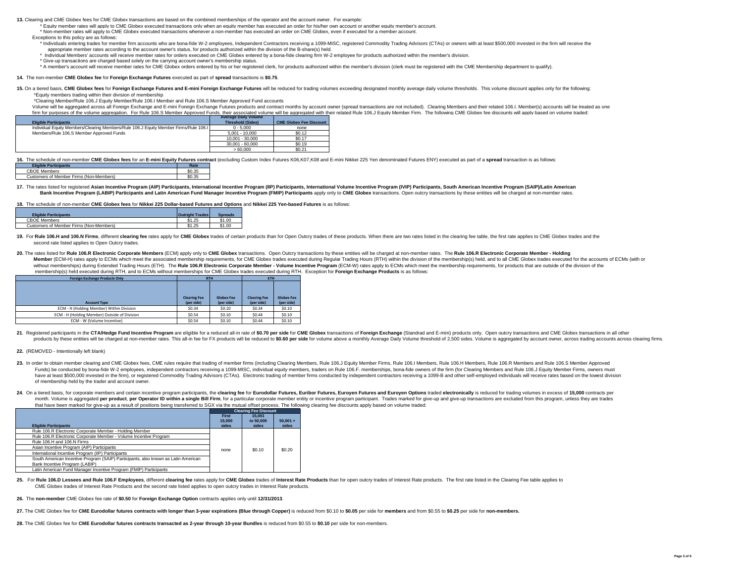**13.** Clearing and CME Globex fees for CME Globex transactions are based on the combined memberships of the operator and the account owner. For example:

* Equity member rates will apply to CME Globex executed transactions only when an equity member has executed an order for his/her own account or another equity member's account.
* Non-member rates will apply to CME Globex executed transactions whenever a non-member has executed an order on CME Globex, even if executed for a member account.

Exceptions to this policy are as follows:

* Individuals entering trades for member firm accounts who are bona-fide W-2 employees, Independent Contractors receiving a 1099-MISC, registered Commodity Trading Advisors (CTAs) or owners with at least $500,000 invested in the firm will receive the appropriate member rates according to the account owner's status, for products authorized within the division of the B-share(s) held.
* Individual Members' accounts will receive member rates for orders executed on CME Globex entered by a bona-fide clearing firm W-2 employee for products authorized within the member's division.
* Give-up transactions are charged based solely on the carrying account owner's membership status.
* A member's account will receive member rates for CME Globex orders entered by his or her registered clerk, for products authorized within the member's division (clerk must be registered with the CME Membership department to qualify).

**14.** The non-member **CME Globex fee** for **Foreign Exchange Futures** executed as part of **spread** transactions is **$0.75**.

**15.** On a tiered basis, **CME Globex fees** for **Foreign Exchange Futures and E-mini Foreign Exchange Futures** will be reduced for trading volumes exceeding designated monthly average daily volume thresholds. This volume discount applies only for the following:

*Equity members trading within their division of membership

*Clearing Member/Rule 106.J Equity Member/Rule 106.I Member and Rule 106.S Member Approved Fund accounts

Volume will be aggregated across all Foreign Exchange and E-mini Foreign Exchange Futures products and contract months by account owner (spread transactions are not included). Clearing Members and their related 106.I. Member(s) accounts will be treated as one firm for purposes of the volume aggregation. For Rule 106.S Member Approved Funds, their associated volume will be aggregated with their related Rule 106.J Equity Member Firm. The following CME Globex fee discounts will apply based on volume traded:

| Eligible Participants | Average Daily Volume Threshold (Sides) | CME Globex Fee Discount |
|---|---|---|
| Individual Equity Members/Clearing Members/Rule 106.J Equity Member Firms/Rule 106.I Members/Rule 106.S Member Approved Funds | 0 - 5,000 | none |
| | 5,001 - 10,000 | $0.12 |
| | 10,001 - 30,000 | $0.17 |
| | 30,001 - 60,000 | $0.19 |
| | > 60,000 | $0.21 |

**16.** The schedule of non-member **CME Globex fees** for an **E-mini Equity Futures contract** (excluding Custom Index Futures K06,K07,K08 and E-mini Nikkei 225 Yen denominated Futures ENY) executed as part of a **spread** transaction is as follows:

| Eligible Participants | Rate |
|---|---|
| CBOE Members | $0.35 |
| Customers of Member Firms (Non-Members) | $0.35 |

**17.** The rates listed for registered **Asian Incentive Program (AIP) Participants, International Incentive Program (IIP) Participants, International Volume Incentive Program (IVIP) Participants, South American Incentive Program (SAIP)/Latin American Bank Incentive Program (LABIP) Participants and Latin American Fund Manager Incentive Program (FMIP) Participants** apply only to **CME Globex** transactions. Open outcry transactions by these entities will be charged at non-member rates.

**18.** The schedule of non-member **CME Globex fees** for **Nikkei 225 Dollar-based Futures and Options** and **Nikkei 225 Yen-based Futures** is as follows:

| Eligible Participants | Outright Trades | Spreads |
|---|---|---|
| CBOE Members | $1.25 | $1.00 |
| Customers of Member Firms (Non-Members) | $1.25 | $1.00 |

**19.** For **Rule 106.H and 106.N Firms**, different **clearing fee** rates apply for **CME Globex** trades of certain products than for Open Outcry trades of these products. When there are two rates listed in the clearing fee table, the first rate applies to CME Globex trades and the second rate listed applies to Open Outcry trades.

**20.** The rates listed for **Rule 106.R Electronic Corporate Members** (ECM) apply only to **CME Globex** transactions. Open Outcry transactions by these entities will be charged at non-member rates. The **Rule 106.R Electronic Corporate Member - Holding Member** (ECM-H) rates apply to ECMs which meet the associated membership requirements, for CME Globex trades executed during Regular Trading Hours (RTH) within the division of the membership(s) held, and to all CME Globex trades executed for the accounts of ECMs (with or without memberships) during Extended Trading Hours (ETH). The **Rule 106.R Electronic Corporate Member - Volume Incentive Program** (ECM-W) rates apply to ECMs which meet the membership requirements, for products that are outside of the division of the membership(s) held executed during RTH, and to ECMs without memberships for CME Globex trades executed during RTH. Exception for **Foreign Exchange Products** is as follows:

| Foreign Exchange Products Only | RTH | | ETH | |
|---|---|---|---|---|
| Account Type | Clearing Fee (per side) | Globex Fee (per side) | Clearing Fee (per side) | Globex Fee (per side) |
| ECM - H (Holding Member) Within Division | $0.34 | $0.10 | $0.34 | $0.10 |
| ECM - H (Holding Member) Outside of Division | $0.54 | $0.10 | $0.44 | $0.10 |
| ECM - W (Volume Incentive) | $0.54 | $0.10 | $0.44 | $0.10 |

**21**. Registered participants in the **CTA/Hedge Fund Incentive Program** are eligible for a reduced all-in rate of **$0.70 per side** for **CME Globex** transactions of **Foreign Exchange** (Standrad and E-mini) products only. Open outcry transactions and CME Globex transactions in all other products by these entities will be charged at non-member rates. This all-in fee for FX products will be reduced to **$0.60 per side** for volume above a monthly Average Daily Volume threshold of 2,500 sides. Volume is aggregated by account owner, across trading accounts across clearing firms.

**22.** (REMOVED - Intentionally left blank)

**23.** In order to obtain member clearing and CME Globex fees, CME rules require that trading of member firms (including Clearing Members, Rule 106.J Equity Member Firms, Rule 106.I Members, Rule 106.H Members, Rule 106.R Members and Rule 106.S Member Approved Funds) be conducted by bona-fide W-2 employees, independent contractors receiving a 1099-MISC, individual equity members, traders on Rule 106.F. memberships, bona-fide owners of the firm (for Clearing Members and Rule 106.J Equity Member Firms, owners must have at least $500,000 invested in the firm), or registered Commodity Trading Advisors (CTAs). Electronic trading of member firms conducted by independent contractors receiving a 1099-B and other self-employed individuals will receive rates based on the lowest division of membership held by the trader and account owner.

**24**. On a tiered basis, for corporate members and certain incentive program participants, the **clearing fee** for **Eurodollar Futures, Euribor Futures, Euroyen Futures and Euroyen Options** traded **electronically** is reduced for trading volumes in excess of **15,000** contracts per month. Volume is aggregated **per product**, **per Operator ID within a single Bill Firm**, for a particular corporate member entity or incentive program participant. Trades marked for give-up and give-up transactions are excluded from this program, unless they are trades that have been marked for give-up as a result of positions being transferred to SGX via the mutual offset process. The following clearing fee discounts apply based on volume traded:

| Eligible Participants | Clearing Fee Discount: First 15,000 sides | Clearing Fee Discount: 15,001 to 50,000 sides | Clearing Fee Discount: 50,001 + sides |
|---|---|---|---|
| Rule 106.R Electronic Corporate Member - Holding Member | none | $0.10 | $0.20 |
| Rule 106.R Electronic Corporate Member - Volume Incentive Program | | | |
| Rule 106.H and 106.N Firms | | | |
| Asian Incentive Program (AIP) Participants | | | |
| International Incentive Program (IIP) Participants | | | |
| South American Incentive Program (SAIP) Participants, also known as Latin American Bank Incentive Program (LABIP) | | | |
| Latin American Fund Manager Incentive Program (FMIP) Participants | | | |

**25.** For **Rule 106.D Lessees and Rule 106.F Employees**, different **clearing fee** rates apply for **CME Globex** trades of **Interest Rate Products** than for open outcry trades of Interest Rate products. The first rate listed in the Clearing Fee table applies to CME Globex trades of Interest Rate Products and the second rate listed applies to open outcry trades in Interest Rate products.

**26.** The **non-member** CME Globex fee rate of **$0.50** for **Foreign Exchange Option** contracts applies only until **12/31/2013**.

**27.** The CME Globex fee for **CME Eurodollar futures contracts with longer than 3-year expirations (Blue through Copper)** is reduced from $0.10 to **$0.05** per side for **members** and from $0.55 to **$0.25** per side for **non-members.**

**28.** The CME Globex fee for **CME Eurodollar futures contracts transacted as 2-year through 10-year Bundles** is reduced from $0.55 to **$0.10** per side for non-members.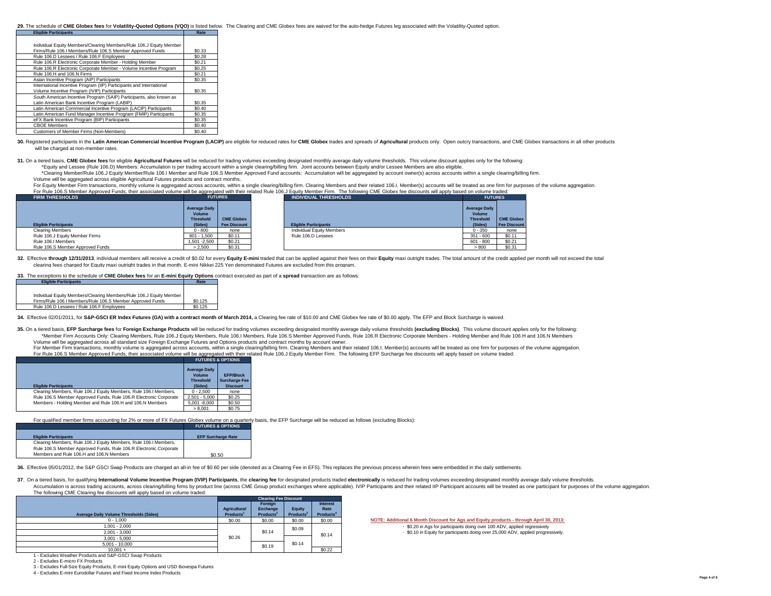**29.** The schedule of **CME Globex fees** for **Volatility-Quoted Options (VQO)** is listed below. The Clearing and CME Globex fees are waived for the auto-hedge Futures leg associated with the Volatility-Quoted option.

| Eligible Participants | Rate |
|---|---|
| Individual Equity Members/Clearing Members/Rule 106.J Equity Member Firms/Rule 106.I Members/Rule 106.S Member Approved Funds | $0.33 |
| Rule 106.D Lessees / Rule 106.F Employees | $0.28 |
| Rule 106.R Electronic Corporate Member - Holding Member | $0.21 |
| Rule 106.R Electronic Corporate Member - Volume Incentive Program | $0.25 |
| Rule 106.H and 106.N Firms | $0.21 |
| Asian Incentive Program (AIP) Participants | $0.35 |
| International Incentive Program (IIP) Participants and International Volume Incentive Program (IVIP) Participants | $0.35 |
| South American Incentive Program (SAIP) Participants, also known as Latin American Bank Incentive Program (LABIP) | $0.35 |
| Latin American Commercial Incentive Program (LACIP) Participants | $0.40 |
| Latin American Fund Manager Incentive Program (FMIP) Participants | $0.35 |
| eFX Bank Incentive Program (BIP) Participants | $0.35 |
| CBOE Members | $0.40 |
| Customers of Member Firms (Non-Members) | $0.40 |

**30.** Registered participants in the **Latin American Commercial Incentive Program (LACIP)** are eligible for reduced rates for **CME Globex** trades and spreads of **Agricultural** products only. Open outcry transactions, and CME Globex transactions in all other products will be charged at non-member rates.

**31.** On a tiered basis, **CME Globex fees** for eligible **Agricultural Futures** will be reduced for trading volumes exceeding designated monthly average daily volume thresholds. This volume discount applies only for the following:

*Equity and Lessee (Rule 106.D) Members: Accumulation is per trading account within a single clearing/billing firm. Joint accounts between Equity and/or Lessee Members are also eligible.

*Clearing Member/Rule 106.J Equity Member/Rule 106.I Member and Rule 106.S Member Approved Fund accounts: Accumulation will be aggregated by account owner(s) across accounts within a single clearing/billing firm.

Volume will be aggregated across eligible Agricultural Futures products and contract months.

For Equity Member Firm transactions, monthly volume is aggregated across accounts, within a single clearing/billing firm. Clearing Members and their related 106.I. Member(s) accounts will be treated as one firm for purposes of the volume aggregation.

For Rule 106.S Member Approved Funds, their associated volume will be aggregated with their related Rule 106.J Equity Member Firm. The following CME Globex fee discounts will apply based on volume traded:

| FIRM THRESHOLDS | FUTURES | |
|---|---|---|
| Eligible Participants | Average Daily Volume Threshold (Sides) | CME Globex Fee Discount |
| Clearing Members | 0 - 800 | none |
| Rule 106.J Equity Member Firms | 801 - 1,500 | $0.11 |
| Rule 106.I Members | 1,501 -2,500 | $0.21 |
| Rule 106.S Member Approved Funds | > 2,500 | $0.31 |

| INDIVIDUAL THRESHOLDS | FUTURES | |
|---|---|---|
| Eligible Participants | Average Daily Volume Threshold (Sides) | CME Globex Fee Discount |
| Individual Equity Members | 0 - 350 | none |
| Rule 106.D Lessees | 351 - 600 | $0.11 |
| | 601 - 800 | $0.21 |
| | > 800 | $0.31 |

**32.** Effective **through 12/31/2013**, individual members will receive a credit of $0.02 for every **Equity E-mini** traded that can be applied against their fees on their **Equity** maxi outright trades. The total amount of the credit applied per month will not exceed the total clearing fees charged for Equity maxi outright trades in that month. E-mini Nikkei 225 Yen denominated Futures are excluded from this program.

**33.** The exceptions to the schedule of **CME Globex fees** for an **E-mini Equity Options** contract executed as part of a **spread** transaction are as follows:

| Eligible Participants | Rate |
|---|---|
| Individual Equity Members/Clearing Members/Rule 106.J Equity Member Firms/Rule 106.I Members/Rule 106.S Member Approved Funds | $0.125 |
| Rule 106.D Lessees / Rule 106.F Employees | $0.125 |

**34.** Effective 02/01/2011, for **S&P-GSCI ER Index Futures (GA) with a contract month of March 2014,** a Clearing fee rate of $10.00 and CME Globex fee rate of $0.00 apply. The EFP and Block Surcharge is waived.

**35.** On a tiered basis, **EFP Surcharge fees** for **Foreign Exchange Products** will be reduced for trading volumes exceeding designated monthly average daily volume thresholds **(excluding Blocks)**. This volume discount applies only for the following:

*Member Firm Accounts Only: Clearing Members, Rule 106.J Equity Members, Rule 106.I Members, Rule 106.S Member Approved Funds, Rule 106.R Electronic Corporate Members - Holding Member and Rule 106.H and 106.N Members

Volume will be aggregated across all standard size Foreign Exchange Futures and Options products and contract months by account owner.

For Member Firm transactions, monthly volume is aggregated across accounts, within a single clearing/billing firm. Clearing Members and their related 106.I. Member(s) accounts will be treated as one firm for purposes of the volume aggregation.

For Rule 106.S Member Approved Funds, their associated volume will be aggregated with their related Rule 106.J Equity Member Firm. The following EFP Surcharge fee discounts will apply based on volume traded:

| | FUTURES & OPTIONS | |
|---|---|---|
| Eligible Participants | Average Daily Volume Threshold (Sides) | EFP/Block Surcharge Fee Discount |
| Clearing Members, Rule 106.J Equity Members, Rule 106.I Members, | 0 - 2,500 | none |
| Rule 106.S Member Approved Funds, Rule 106.R Electronic Corporate | 2,501 - 5,000 | $0.25 |
| Members - Holding Member and Rule 106.H and 106.N Members | 5,001 -8,000 | $0.50 |
| | > 8,001 | $0.75 |

For qualified member firms accounting for 2% or more of FX Futures Globex volume on a quarterly basis, the EFP Surcharge will be reduced as follows (excluding Blocks):

| | FUTURES & OPTIONS |
|---|---|
| Eligible Participants | EFP Surcharge Rate |
| Clearing Members, Rule 106.J Equity Members, Rule 106.I Members, Rule 106.S Member Approved Funds, Rule 106.R Electronic Corporate Members and Rule 106.H and 106.N Members | $0.50 |

**36.** Effective 05/01/2012, the S&P GSCI Swap Products are charged an all-in fee of $0.60 per side (denoted as a Clearing Fee in EFS). This replaces the previous process wherein fees were embedded in the daily settlements.

**37**. On a tiered basis, for qualifying **International Volume Incentive Program (IVIP) Participants**, the **clearing fee** for designated products traded **electronically** is reduced for trading volumes exceeding designated monthly average daily volume thresholds.

Accumulation is across trading accounts, across clearing/billing firms by product line (across CME Group product exchanges where applicable). IVIP Participants and their related IIP Participant accounts will be treated as one participant for purposes of the volume aggregation.

The following CME Clearing fee discounts will apply based on volume traded:

| | Clearing Fee Discount | | | |
|---|---|---|---|---|
| Average Daily Volume Thresholds (Sides) | Agricultural Products[1] | Foreign Exchange Products[2] | Equity Products[3] | Interest Rate Products[4] |
| 0 - 1,000 | $0.00 | $0.00 | $0.00 | $0.00 |
| 1,001 - 2,000 | $0.26 | $0.14 | $0.09 | $0.14 |
| 2,001 - 3,000 | | | | |
| 3,001 - 5,000 | | | $0.14 | |
| 5,001 - 10,000 | | $0.19 | | |
| 10,001 + | | | | $0.22 |

1 - Excludes Weather Products and S&P-GSCI Swap Products

2 - Excludes E-micro FX Products

3 - Excludes Full-Size Equity Products, E-mini Equity Options and USD Ibovespa Futures

4 - Excludes E-mini Eurodollar Futures and Fixed Income Index Products

**NOTE: Additional 6 Month Discount for Ags and Equity products - through April 30, 2013:**

- $0.20 in Ags for participants doing over 100 ADV, applied regressively
- $0.10 in Equity for participants doing over 25,000 ADV, applied progressively.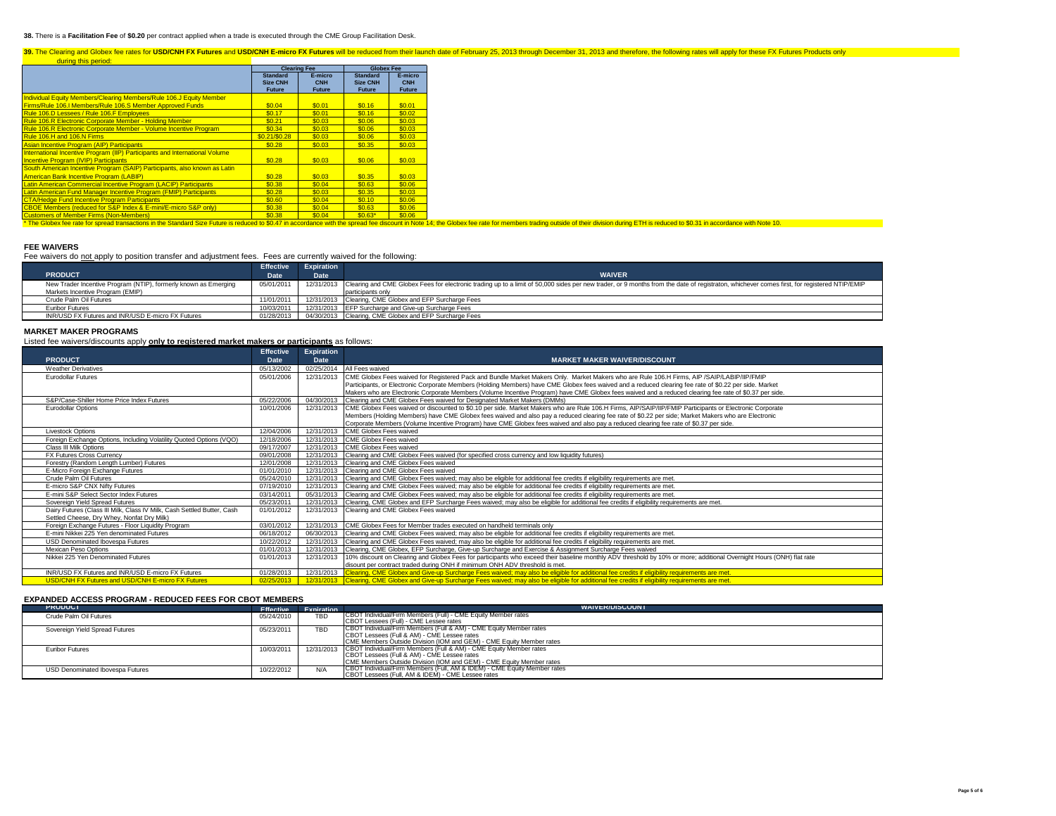**38.** There is a **Facilitation Fee** of **$0.20** per contract applied when a trade is executed through the CME Group Facilitation Desk.

**39.** The Clearing and Globex fee rates for **USD/CNH FX Futures** and **USD/CNH E-micro FX Futures** will be reduced from their launch date of February 25, 2013 through December 31, 2013 and therefore, the following rates will apply for these FX Futures Products only during this period:

| | Clearing Fee | | Globex Fee | |
|---|---|---|---|---|
| | Standard Size CNH Future | E-micro CNH Future | Standard Size CNH Future | E-micro CNH Future |
| Individual Equity Members/Clearing Members/Rule 106.J Equity Member Firms/Rule 106.I Members/Rule 106.S Member Approved Funds | $0.04 | $0.01 | $0.16 | $0.01 |
| Rule 106.D Lessees / Rule 106.F Employees | $0.17 | $0.01 | $0.16 | $0.02 |
| Rule 106.R Electronic Corporate Member - Holding Member | $0.21 | $0.03 | $0.06 | $0.03 |
| Rule 106.R Electronic Corporate Member - Volume Incentive Program | $0.34 | $0.03 | $0.06 | $0.03 |
| Rule 106.H and 106.N Firms | $0.21/$0.28 | $0.03 | $0.06 | $0.03 |
| Asian Incentive Program (AIP) Participants | $0.28 | $0.03 | $0.35 | $0.03 |
| International Incentive Program (IIP) Participants and International Volume Incentive Program (IVIP) Participants | $0.28 | $0.03 | $0.06 | $0.03 |
| South American Incentive Program (SAIP) Participants, also known as Latin American Bank Incentive Program (LABIP) | $0.28 | $0.03 | $0.35 | $0.03 |
| Latin American Commercial Incentive Program (LACIP) Participants | $0.38 | $0.04 | $0.63 | $0.06 |
| Latin American Fund Manager Incentive Program (FMIP) Participants | $0.28 | $0.03 | $0.35 | $0.03 |
| CTA/Hedge Fund Incentive Program Participants | $0.60 | $0.04 | $0.10 | $0.06 |
| CBOE Members (reduced for S&P Index & E-mini/E-micro S&P only) | $0.38 | $0.04 | $0.63 | $0.06 |
| Customers of Member Firms (Non-Members) | $0.38 | $0.04 | $0.63* | $0.06 |

\* The Globex fee rate for spread transactions in the Standard Size Future is reduced to $0.47 in accordance with the spread fee discount in Note 14; the Globex fee rate for members trading outside of their division during ETH is reduced to $0.31 in accordance with Note 10.

## FEE WAIVERS

Fee waivers do not apply to position transfer and adjustment fees. Fees are currently waived for the following:

| PRODUCT | Effective Date | Expiration Date | WAIVER |
|---|---|---|---|
| New Trader Incentive Program (NTIP), formerly known as Emerging Markets Incentive Program (EMIP) | 05/01/2011 | 12/31/2013 | Clearing and CME Globex Fees for electronic trading up to a limit of 50,000 sides per new trader, or 9 months from the date of registraton, whichever comes first, for registered NTIP/EMIP participants only |
| Crude Palm Oil Futures | 11/01/2011 | 12/31/2013 | Clearing, CME Globex and EFP Surcharge Fees |
| Euribor Futures | 10/03/2011 | 12/31/2013 | EFP Surcharge and Give-up Surcharge Fees |
| INR/USD FX Futures and INR/USD E-micro FX Futures | 01/28/2013 | 04/30/2013 | Clearing, CME Globex and EFP Surcharge Fees |

## MARKET MAKER PROGRAMS

Listed fee waivers/discounts apply **only to registered market makers or participants** as follows:

| PRODUCT | Effective Date | Expiration Date | MARKET MAKER WAIVER/DISCOUNT |
|---|---|---|---|
| Weather Derivatives | 05/13/2002 | 02/25/2014 | All Fees waived |
| Eurodollar Futures | 05/01/2006 | 12/31/2013 | CME Globex Fees waived for Registered Pack and Bundle Market Makers Only. Market Makers who are Rule 106.H Firms, AIP /SAIP/LABIP/IIP/FMIP Participants, or Electronic Corporate Members (Holding Members) have CME Globex fees waived and a reduced clearing fee rate of $0.22 per side. Market Makers who are Electronic Corporate Members (Volume Incentive Program) have CME Globex fees waived and a reduced clearing fee rate of $0.37 per side. |
| S&P/Case-Shiller Home Price Index Futures | 05/22/2006 | 04/30/2013 | Clearing and CME Globex Fees waived for Designated Market Makers (DMMs) |
| Eurodollar Options | 10/01/2006 | 12/31/2013 | CME Globex Fees waived or discounted to $0.10 per side. Market Makers who are Rule 106.H Firms, AIP/SAIP/IIP/FMIP Participants or Electronic Corporate Members (Holding Members) have CME Globex fees waived and also pay a reduced clearing fee rate of $0.22 per side; Market Makers who are Electronic Corporate Members (Volume Incentive Program) have CME Globex fees waived and also pay a reduced clearing fee rate of $0.37 per side. |
| Livestock Options | 12/04/2006 | 12/31/2013 | CME Globex Fees waived |
| Foreign Exchange Options, Including Volatility Quoted Options (VQO) | 12/18/2006 | 12/31/2013 | CME Globex Fees waived |
| Class III Milk Options | 09/17/2007 | 12/31/2013 | CME Globex Fees waived |
| FX Futures Cross Currency | 09/01/2008 | 12/31/2013 | Clearing and CME Globex Fees waived (for specified cross currency and low liquidity futures) |
| Forestry (Random Length Lumber) Futures | 12/01/2008 | 12/31/2013 | Clearing and CME Globex Fees waived |
| E-Micro Foreign Exchange Futures | 01/01/2010 | 12/31/2013 | Clearing and CME Globex Fees waived |
| Crude Palm Oil Futures | 05/24/2010 | 12/31/2013 | Clearing and CME Globex Fees waived; may also be eligible for additional fee credits if eligibility requirements are met. |
| E-micro S&P CNX Nifty Futures | 07/19/2010 | 12/31/2013 | Clearing and CME Globex Fees waived; may also be eligible for additional fee credits if eligibility requirements are met. |
| E-mini S&P Select Sector Index Futures | 03/14/2011 | 05/31/2013 | Clearing and CME Globex Fees waived; may also be eligible for additional fee credits if eligibility requirements are met. |
| Sovereign Yield Spread Futures | 05/23/2011 | 12/31/2013 | Clearing, CME Globex and EFP Surcharge Fees waived; may also be eligible for additional fee credits if eligibility requirements are met. |
| Dairy Futures (Class III Milk, Class IV Milk, Cash Settled Butter, Cash Settled Cheese, Dry Whey, Nonfat Dry Milk) | 01/01/2012 | 12/31/2013 | Clearing and CME Globex Fees waived |
| Foreign Exchange Futures - Floor Liquidity Program | 03/01/2012 | 12/31/2013 | CME Globex Fees for Member trades executed on handheld terminals only |
| E-mini Nikkei 225 Yen denominated Futures | 06/18/2012 | 06/30/2013 | Clearing and CME Globex Fees waived; may also be eligible for additional fee credits if eligibility requirements are met. |
| USD Denominated Ibovespa Futures | 10/22/2012 | 12/31/2013 | Clearing and CME Globex Fees waived; may also be eligible for additional fee credits if eligibility requirements are met. |
| Mexican Peso Options | 01/01/2013 | 12/31/2013 | Clearing, CME Globex, EFP Surcharge, Give-up Surcharge and Exercise & Assignment Surcharge Fees waived |
| Nikkei 225 Yen Denominated Futures | 01/01/2013 | 12/31/2013 | 10% discount on Clearing and Globex Fees for participants who exceed their baseline monthly ADV threshold by 10% or more; additional Overnight Hours (ONH) flat rate discount per contract traded during ONH if minimum ONH ADV threshold is met. |
| INR/USD FX Futures and INR/USD E-micro FX Futures | 01/28/2013 | 12/31/2013 | Clearing, CME Globex and Give-up Surcharge Fees waived; may also be eligible for additional fee credits if eligibility requirements are met. |
| USD/CNH FX Futures and USD/CNH E-micro FX Futures | 02/25/2013 | 12/31/2013 | Clearing, CME Globex and Give-up Surcharge Fees waived; may also be eligible for additional fee credits if eligibility requirements are met. |

## EXPANDED ACCESS PROGRAM - REDUCED FEES FOR CBOT MEMBERS

| PRODUCT | Effective | Expiration | WAIVER/DISCOUNT |
|---|---|---|---|
| Crude Palm Oil Futures | 05/24/2010 | TBD | CBOT Individual/Firm Members (Full) - CME Equity Member rates<br>CBOT Lessees (Full) - CME Lessee rates |
| Sovereign Yield Spread Futures | 05/23/2011 | TBD | CBOT Individual/Firm Members (Full & AM) - CME Equity Member rates<br>CBOT Lessees (Full & AM) - CME Lessee rates<br>CME Members Outside Division (IOM and GEM) - CME Equity Member rates |
| Euribor Futures | 10/03/2011 | 12/31/2013 | CBOT Individual/Firm Members (Full & AM) - CME Equity Member rates<br>CBOT Lessees (Full & AM) - CME Lessee rates<br>CME Members Outside Division (IOM and GEM) - CME Equity Member rates |
| USD Denominated Ibovespa Futures | 10/22/2012 | N/A | CBOT Individual/Firm Members (Full, AM & IDEM) - CME Equity Member rates<br>CBOT Lessees (Full, AM & IDEM) - CME Lessee rates |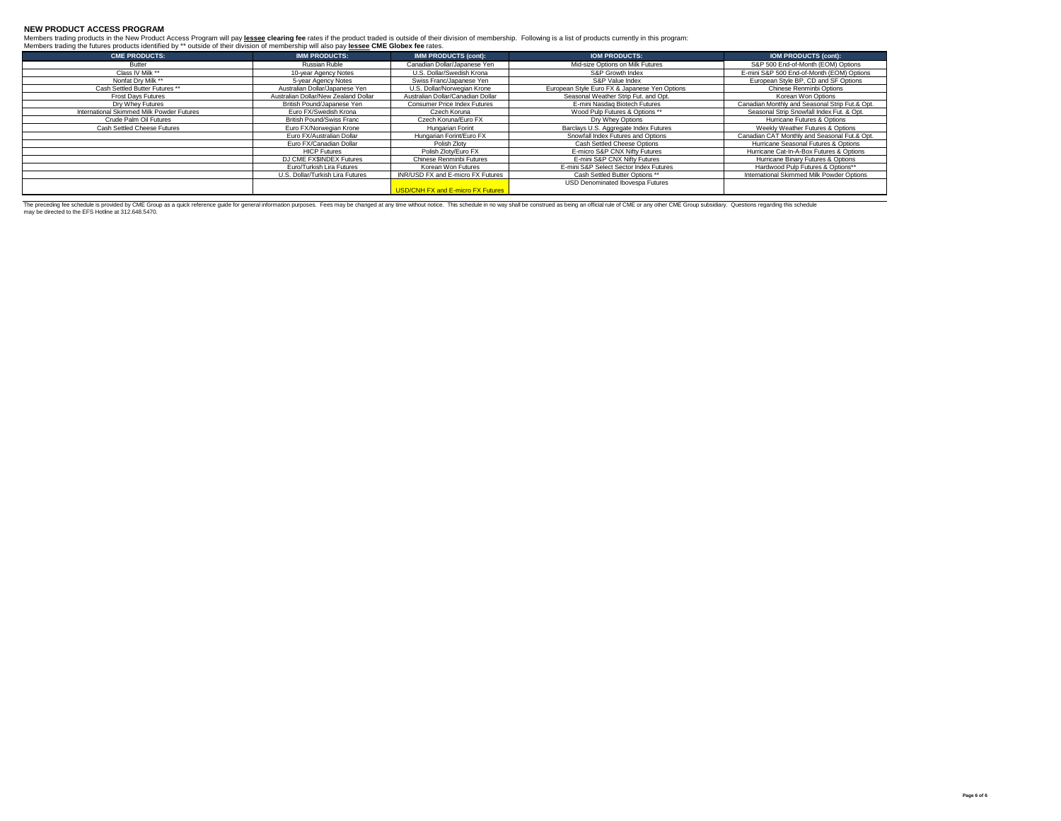## NEW PRODUCT ACCESS PROGRAM

Members trading products in the New Product Access Program will pay **lessee clearing fee** rates if the product traded is outside of their division of membership. Following is a list of products currently in this program:
Members trading the futures products identified by ** outside of their division of membership will also pay **lessee CME Globex fee** rates.

| CME PRODUCTS: | IMM PRODUCTS: | IMM PRODUCTS (cont): | IOM PRODUCTS: | IOM PRODUCTS (cont): |
|---|---|---|---|---|
| Butter | Russian Ruble | Canadian Dollar/Japanese Yen | Mid-size Options on Milk Futures | S&P 500 End-of-Month (EOM) Options |
| Class IV Milk ** | 10-year Agency Notes | U.S. Dollar/Swedish Krona | S&P Growth Index | E-mini S&P 500 End-of-Month (EOM) Options |
| Nonfat Dry Milk ** | 5-year Agency Notes | Swiss Franc/Japanese Yen | S&P Value Index | European Style BP, CD and SF Options |
| Cash Settled Butter Futures ** | Australian Dollar/Japanese Yen | U.S. Dollar/Norwegian Krone | European Style Euro FX & Japanese Yen Options | Chinese Renminbi Options |
| Frost Days Futures | Australian Dollar/New Zealand Dollar | Australian Dollar/Canadian Dollar | Seasonal Weather Strip Fut. and Opt. | Korean Won Options |
| Dry Whey Futures | British Pound/Japanese Yen | Consumer Price Index Futures | E-mini Nasdaq Biotech Futures | Canadian Monthly and Seasonal Strip Fut.& Opt. |
| International Skimmed Milk Powder Futures | Euro FX/Swedish Krona | Czech Koruna | Wood Pulp Futures & Options ** | Seasonal Strip Snowfall Index Fut. & Opt. |
| Crude Palm Oil Futures | British Pound/Swiss Franc | Czech Koruna/Euro FX | Dry Whey Options | Hurricane Futures & Options |
| Cash Settled Cheese Futures | Euro FX/Norwegian Krone | Hungarian Forint | Barclays U.S. Aggregate Index Futures | Weekly Weather Futures & Options |
| | Euro FX/Australian Dollar | Hungarian Forint/Euro FX | Snowfall Index Futures and Options | Canadian CAT Monthly and Seasonal Fut.& Opt. |
| | Euro FX/Canadian Dollar | Polish Zloty | Cash Settled Cheese Options | Hurricane Seasonal Futures & Options |
| | HICP Futures | Polish Zloty/Euro FX | E-micro S&P CNX Nifty Futures | Hurricane Cat-In-A-Box Futures & Options |
| | DJ CME FX$INDEX Futures | Chinese Renminbi Futures | E-mini S&P CNX Nifty Futures | Hurricane Binary Futures & Options |
| | Euro/Turkish Lira Futures | Korean Won Futures | E-mini S&P Select Sector Index Futures | Hardwood Pulp Futures & Options** |
| | U.S. Dollar/Turkish Lira Futures | INR/USD FX and E-micro FX Futures | Cash Settled Butter Options ** | International Skimmed Milk Powder Options |
| | | USD/CNH FX and E-micro FX Futures | USD Denominated Ibovespa Futures | |

The preceding fee schedule is provided by CME Group as a quick reference guide for general information purposes. Fees may be changed at any time without notice. This schedule in no way shall be construed as being an official rule of CME or any other CME Group subsidiary. Questions regarding this schedule may be directed to the EFS Hotline at 312.648.5470.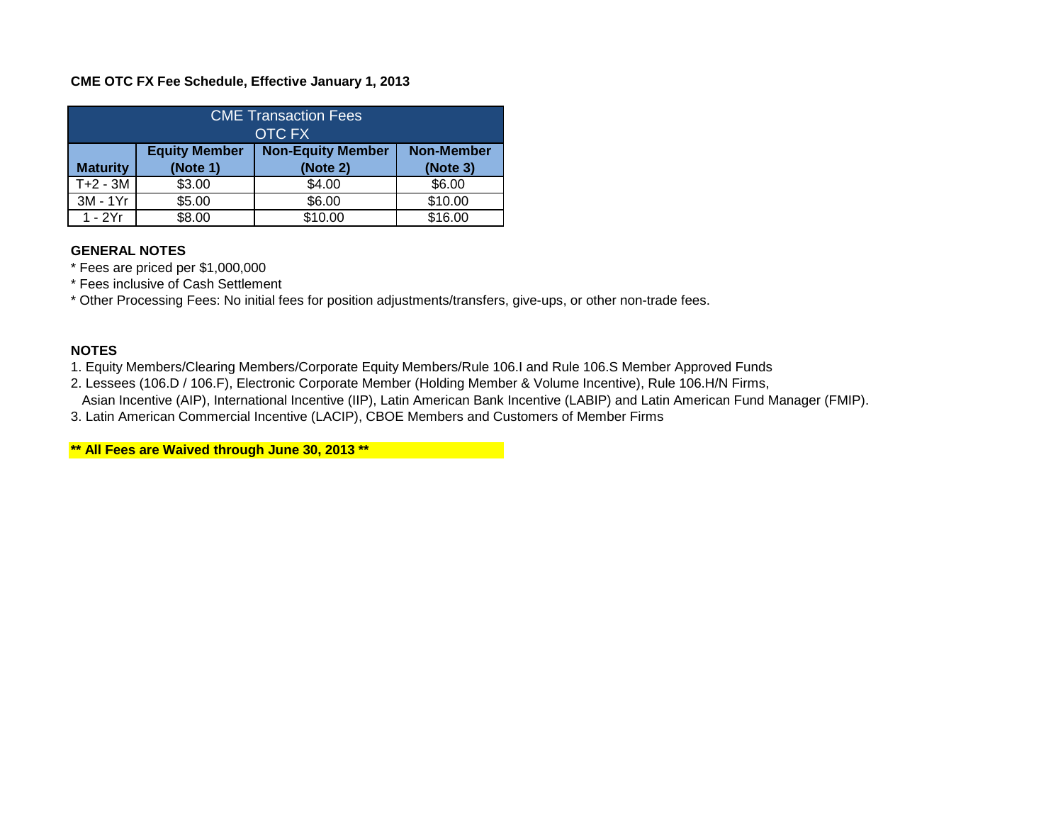**CME OTC FX Fee Schedule, Effective January 1, 2013**

| CME Transaction Fees OTC FX | | | |
|---|---|---|---|
| **Maturity** | **Equity Member (Note 1)** | **Non-Equity Member (Note 2)** | **Non-Member (Note 3)** |
| T+2 - 3M | $3.00 | $4.00 | $6.00 |
| 3M - 1Yr | $5.00 | $6.00 | $10.00 |
| 1 - 2Yr | $8.00 | $10.00 | $16.00 |

**GENERAL NOTES**

* Fees are priced per $1,000,000
* Fees inclusive of Cash Settlement
* Other Processing Fees: No initial fees for position adjustments/transfers, give-ups, or other non-trade fees.

**NOTES**

1. Equity Members/Clearing Members/Corporate Equity Members/Rule 106.I and Rule 106.S Member Approved Funds
2. Lessees (106.D / 106.F), Electronic Corporate Member (Holding Member & Volume Incentive), Rule 106.H/N Firms, Asian Incentive (AIP), International Incentive (IIP), Latin American Bank Incentive (LABIP) and Latin American Fund Manager (FMIP).
3. Latin American Commercial Incentive (LACIP), CBOE Members and Customers of Member Firms

**** All Fees are Waived through June 30, 2013 ****